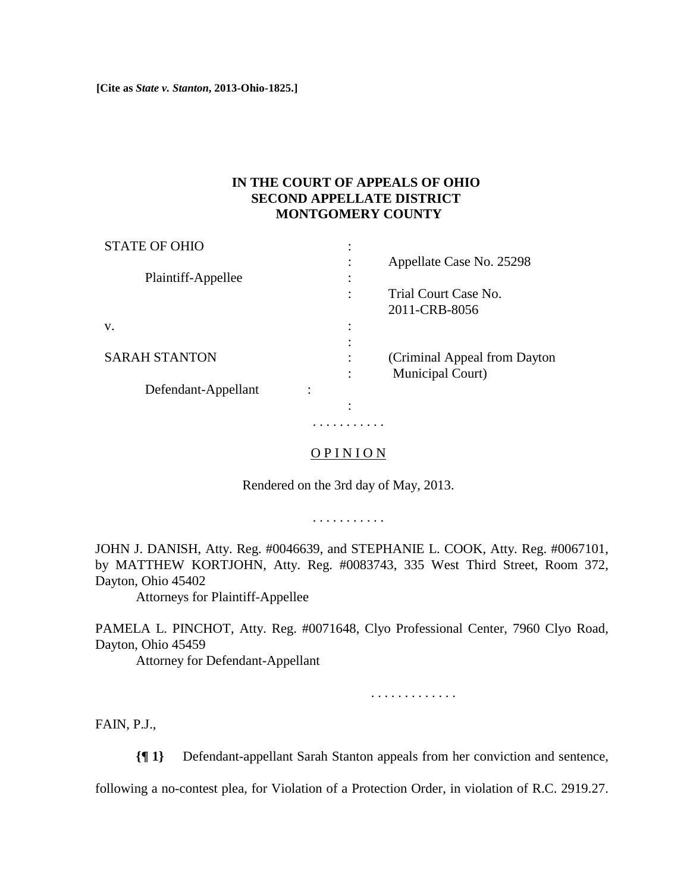**[Cite as *State v. Stanton*, 2013-Ohio-1825.]**

**IN THE COURT OF APPEALS OF OHIO**
**SECOND APPELLATE DISTRICT**
**MONTGOMERY COUNTY**

| | | |
|---|---|---|
| STATE OF OHIO | : | |
| | : | Appellate Case No. 25298 |
| Plaintiff-Appellee | : | |
| | : | Trial Court Case No. 2011-CRB-8056 |
| v. | : | |
| | : | |
| SARAH STANTON | : | (Criminal Appeal from Dayton |
| | : | Municipal Court) |
| Defendant-Appellant | : | |
| | : | |

. . . . . . . . . . .

O P I N I O N

Rendered on the 3rd day of May, 2013.

. . . . . . . . . . .

JOHN J. DANISH, Atty. Reg. #0046639, and STEPHANIE L. COOK, Atty. Reg. #0067101, by MATTHEW KORTJOHN, Atty. Reg. #0083743, 335 West Third Street, Room 372, Dayton, Ohio 45402
Attorneys for Plaintiff-Appellee

PAMELA L. PINCHOT, Atty. Reg. #0071648, Clyo Professional Center, 7960 Clyo Road, Dayton, Ohio 45459
Attorney for Defendant-Appellant

. . . . . . . . . . . . .

FAIN, P.J.,

**{¶ 1}** Defendant-appellant Sarah Stanton appeals from her conviction and sentence, following a no-contest plea, for Violation of a Protection Order, in violation of R.C. 2919.27.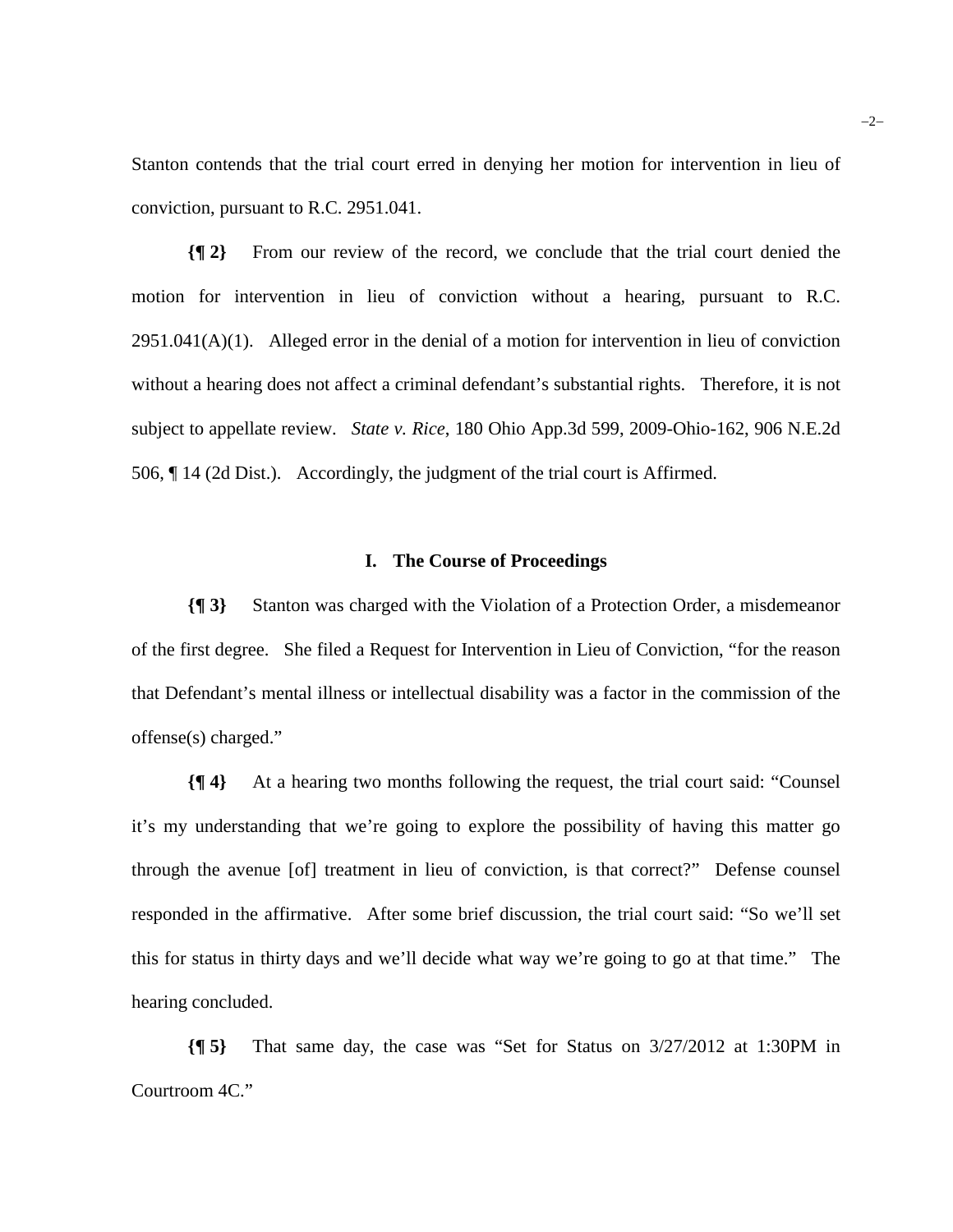Stanton contends that the trial court erred in denying her motion for intervention in lieu of conviction, pursuant to R.C. 2951.041.

**{¶ 2}** From our review of the record, we conclude that the trial court denied the motion for intervention in lieu of conviction without a hearing, pursuant to R.C. 2951.041(A)(1). Alleged error in the denial of a motion for intervention in lieu of conviction without a hearing does not affect a criminal defendant's substantial rights. Therefore, it is not subject to appellate review. *State v. Rice*, 180 Ohio App.3d 599, 2009-Ohio-162, 906 N.E.2d 506, ¶ 14 (2d Dist.). Accordingly, the judgment of the trial court is Affirmed.

## I. The Course of Proceedings

**{¶ 3}** Stanton was charged with the Violation of a Protection Order, a misdemeanor of the first degree. She filed a Request for Intervention in Lieu of Conviction, "for the reason that Defendant's mental illness or intellectual disability was a factor in the commission of the offense(s) charged."

**{¶ 4}** At a hearing two months following the request, the trial court said: "Counsel it's my understanding that we're going to explore the possibility of having this matter go through the avenue [of] treatment in lieu of conviction, is that correct?" Defense counsel responded in the affirmative. After some brief discussion, the trial court said: "So we'll set this for status in thirty days and we'll decide what way we're going to go at that time." The hearing concluded.

**{¶ 5}** That same day, the case was "Set for Status on 3/27/2012 at 1:30PM in Courtroom 4C."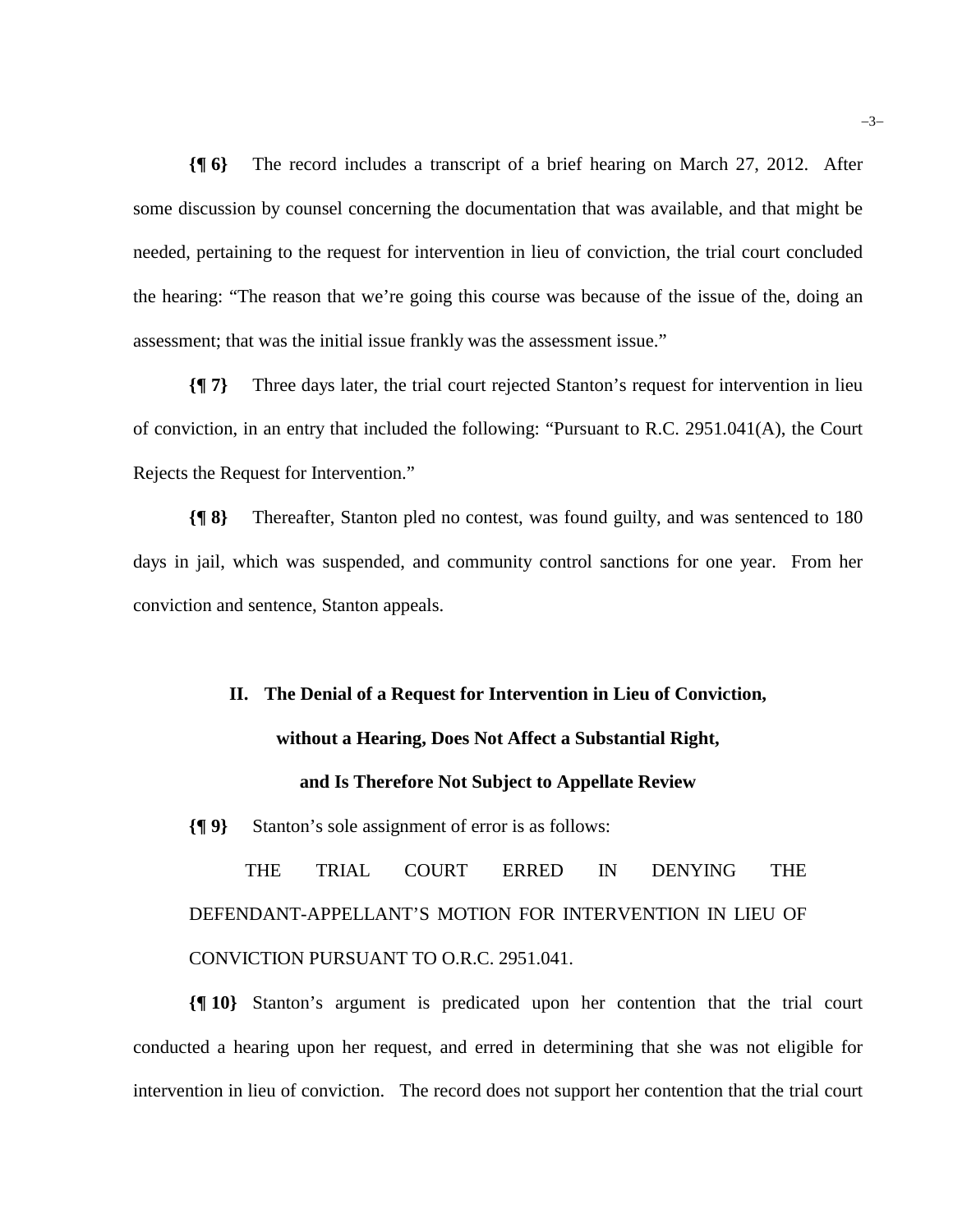**{¶ 6}** The record includes a transcript of a brief hearing on March 27, 2012. After some discussion by counsel concerning the documentation that was available, and that might be needed, pertaining to the request for intervention in lieu of conviction, the trial court concluded the hearing: "The reason that we're going this course was because of the issue of the, doing an assessment; that was the initial issue frankly was the assessment issue."

**{¶ 7}** Three days later, the trial court rejected Stanton's request for intervention in lieu of conviction, in an entry that included the following: "Pursuant to R.C. 2951.041(A), the Court Rejects the Request for Intervention."

**{¶ 8}** Thereafter, Stanton pled no contest, was found guilty, and was sentenced to 180 days in jail, which was suspended, and community control sanctions for one year. From her conviction and sentence, Stanton appeals.

## II. The Denial of a Request for Intervention in Lieu of Conviction, without a Hearing, Does Not Affect a Substantial Right, and Is Therefore Not Subject to Appellate Review

**{¶ 9}** Stanton's sole assignment of error is as follows:

> THE TRIAL COURT ERRED IN DENYING THE DEFENDANT-APPELLANT'S MOTION FOR INTERVENTION IN LIEU OF CONVICTION PURSUANT TO O.R.C. 2951.041.

**{¶ 10}** Stanton's argument is predicated upon her contention that the trial court conducted a hearing upon her request, and erred in determining that she was not eligible for intervention in lieu of conviction. The record does not support her contention that the trial court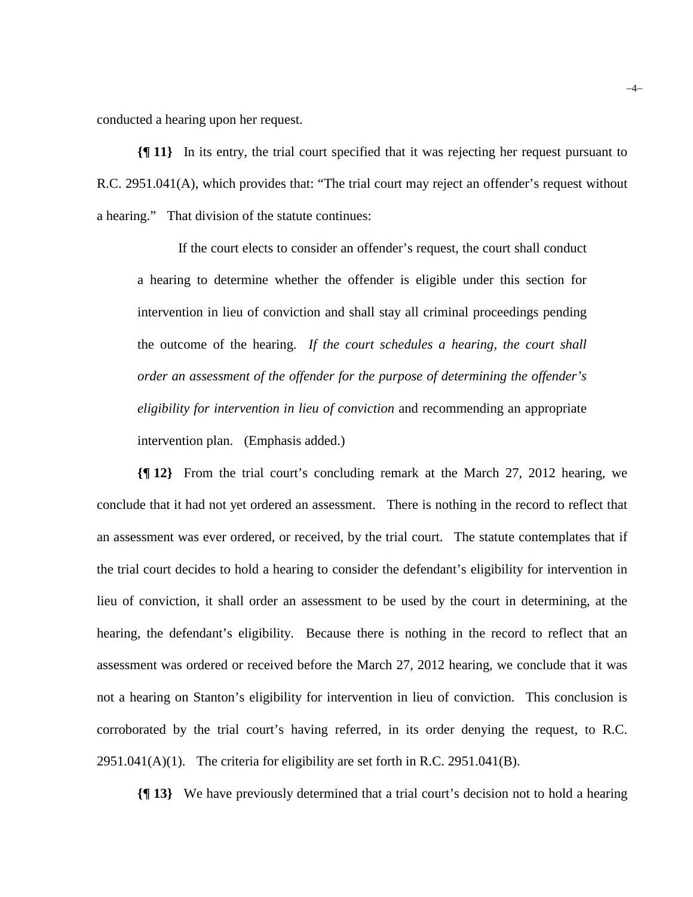conducted a hearing upon her request.

**{¶ 11}** In its entry, the trial court specified that it was rejecting her request pursuant to R.C. 2951.041(A), which provides that: "The trial court may reject an offender's request without a hearing." That division of the statute continues:

> If the court elects to consider an offender's request, the court shall conduct a hearing to determine whether the offender is eligible under this section for intervention in lieu of conviction and shall stay all criminal proceedings pending the outcome of the hearing. *If the court schedules a hearing, the court shall order an assessment of the offender for the purpose of determining the offender's eligibility for intervention in lieu of conviction* and recommending an appropriate intervention plan. (Emphasis added.)

**{¶ 12}** From the trial court's concluding remark at the March 27, 2012 hearing, we conclude that it had not yet ordered an assessment. There is nothing in the record to reflect that an assessment was ever ordered, or received, by the trial court. The statute contemplates that if the trial court decides to hold a hearing to consider the defendant's eligibility for intervention in lieu of conviction, it shall order an assessment to be used by the court in determining, at the hearing, the defendant's eligibility. Because there is nothing in the record to reflect that an assessment was ordered or received before the March 27, 2012 hearing, we conclude that it was not a hearing on Stanton's eligibility for intervention in lieu of conviction. This conclusion is corroborated by the trial court's having referred, in its order denying the request, to R.C. 2951.041(A)(1). The criteria for eligibility are set forth in R.C. 2951.041(B).

**{¶ 13}** We have previously determined that a trial court's decision not to hold a hearing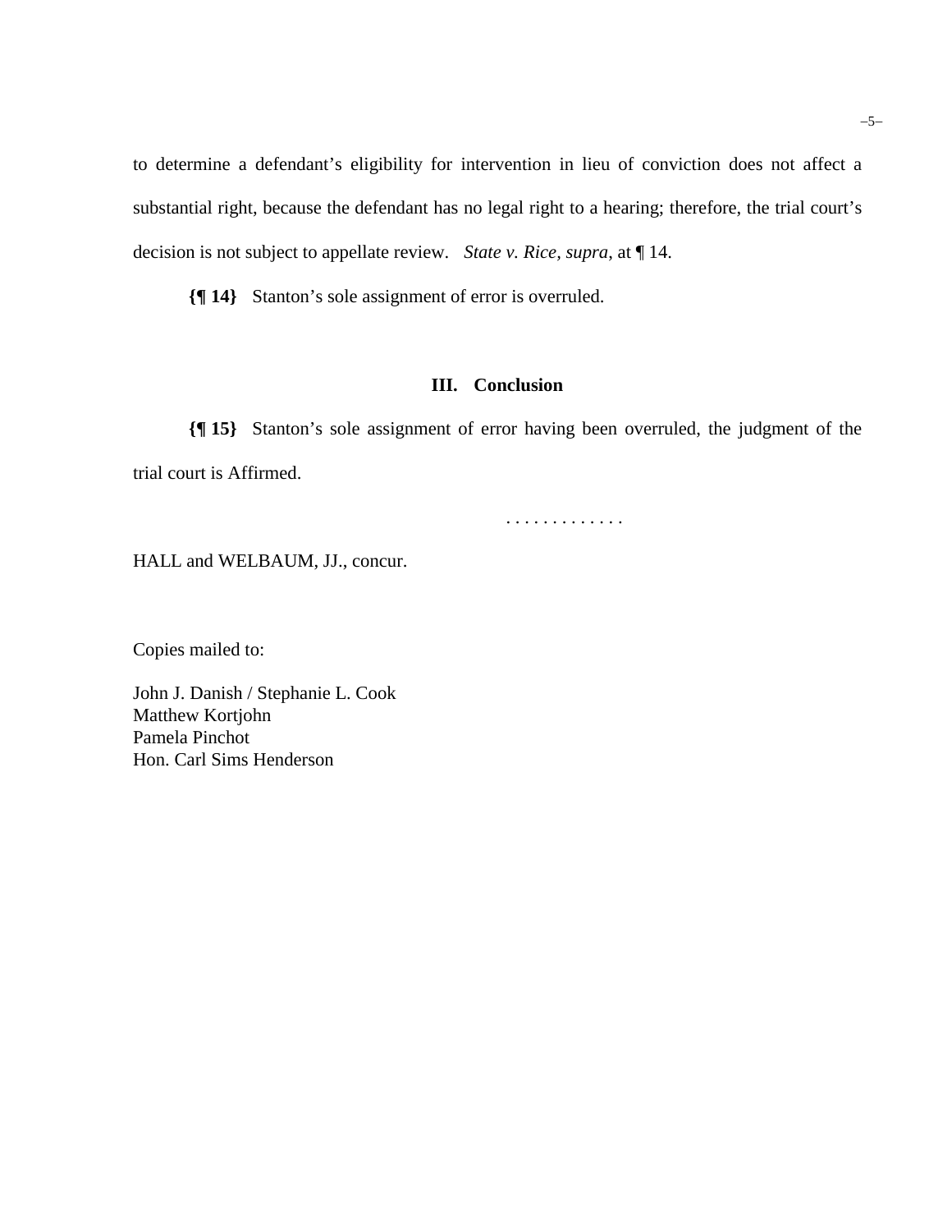to determine a defendant's eligibility for intervention in lieu of conviction does not affect a substantial right, because the defendant has no legal right to a hearing; therefore, the trial court's decision is not subject to appellate review. *State v. Rice, supra*, at ¶ 14.

**{¶ 14}** Stanton's sole assignment of error is overruled.

## III. Conclusion

**{¶ 15}** Stanton's sole assignment of error having been overruled, the judgment of the trial court is Affirmed.

. . . . . . . . . . . . .

HALL and WELBAUM, JJ., concur.

Copies mailed to:

John J. Danish / Stephanie L. Cook
Matthew Kortjohn
Pamela Pinchot
Hon. Carl Sims Henderson